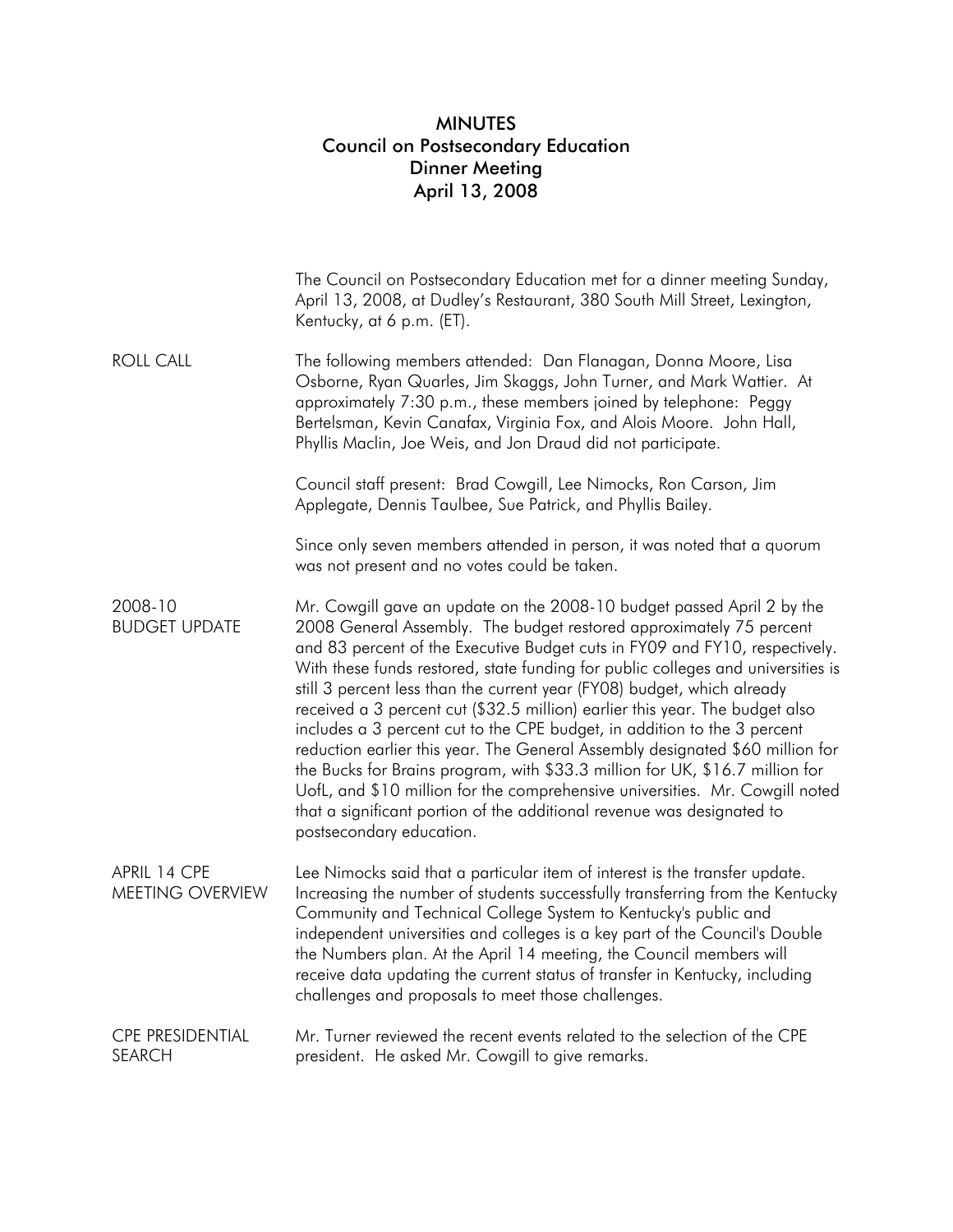# MINUTES
## Council on Postsecondary Education
## Dinner Meeting
## April 13, 2008

The Council on Postsecondary Education met for a dinner meeting Sunday, April 13, 2008, at Dudley's Restaurant, 380 South Mill Street, Lexington, Kentucky, at 6 p.m. (ET).

**ROLL CALL**

The following members attended: Dan Flanagan, Donna Moore, Lisa Osborne, Ryan Quarles, Jim Skaggs, John Turner, and Mark Wattier. At approximately 7:30 p.m., these members joined by telephone: Peggy Bertelsman, Kevin Canafax, Virginia Fox, and Alois Moore. John Hall, Phyllis Maclin, Joe Weis, and Jon Draud did not participate.

Council staff present: Brad Cowgill, Lee Nimocks, Ron Carson, Jim Applegate, Dennis Taulbee, Sue Patrick, and Phyllis Bailey.

Since only seven members attended in person, it was noted that a quorum was not present and no votes could be taken.

**2008-10 BUDGET UPDATE**

Mr. Cowgill gave an update on the 2008-10 budget passed April 2 by the 2008 General Assembly. The budget restored approximately 75 percent and 83 percent of the Executive Budget cuts in FY09 and FY10, respectively. With these funds restored, state funding for public colleges and universities is still 3 percent less than the current year (FY08) budget, which already received a 3 percent cut ($32.5 million) earlier this year. The budget also includes a 3 percent cut to the CPE budget, in addition to the 3 percent reduction earlier this year. The General Assembly designated $60 million for the Bucks for Brains program, with $33.3 million for UK, $16.7 million for UofL, and $10 million for the comprehensive universities. Mr. Cowgill noted that a significant portion of the additional revenue was designated to postsecondary education.

**APRIL 14 CPE MEETING OVERVIEW**

Lee Nimocks said that a particular item of interest is the transfer update. Increasing the number of students successfully transferring from the Kentucky Community and Technical College System to Kentucky's public and independent universities and colleges is a key part of the Council's Double the Numbers plan. At the April 14 meeting, the Council members will receive data updating the current status of transfer in Kentucky, including challenges and proposals to meet those challenges.

**CPE PRESIDENTIAL SEARCH**

Mr. Turner reviewed the recent events related to the selection of the CPE president. He asked Mr. Cowgill to give remarks.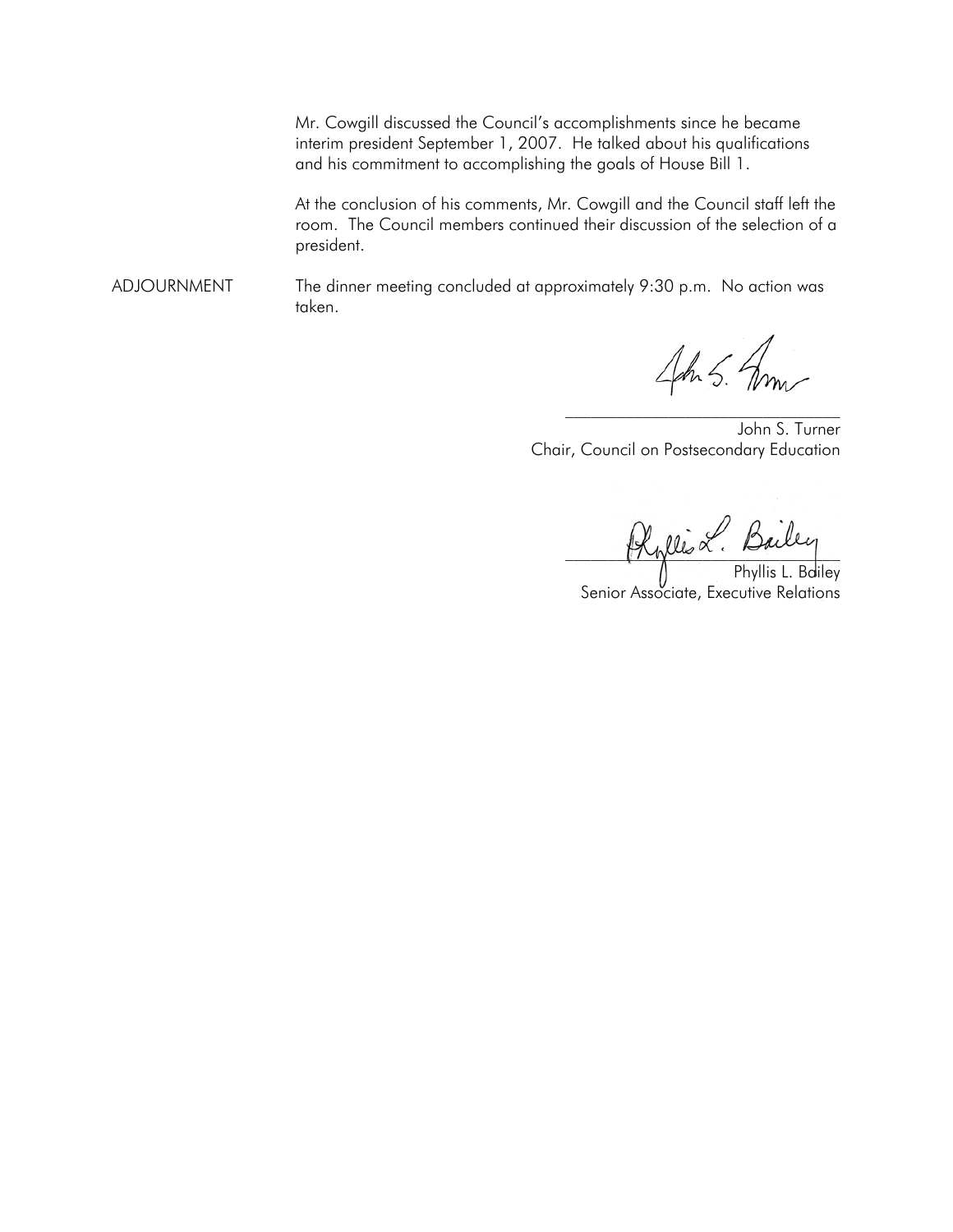Mr. Cowgill discussed the Council's accomplishments since he became interim president September 1, 2007. He talked about his qualifications and his commitment to accomplishing the goals of House Bill 1.

At the conclusion of his comments, Mr. Cowgill and the Council staff left the room. The Council members continued their discussion of the selection of a president.

ADJOURNMENT

The dinner meeting concluded at approximately 9:30 p.m. No action was taken.

John S. Turner
Chair, Council on Postsecondary Education

Phyllis L. Bailey
Senior Associate, Executive Relations